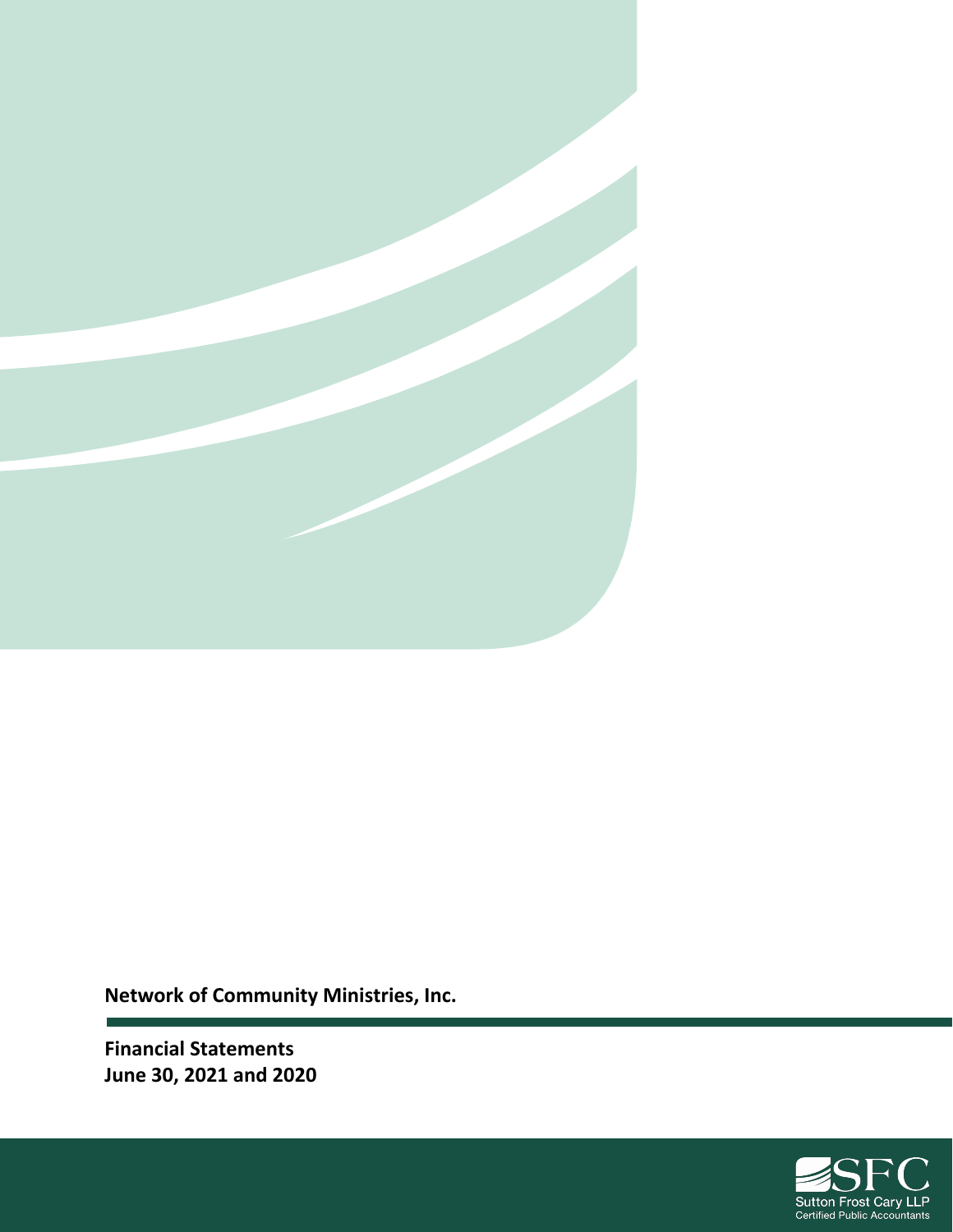**Network of Community Ministries, Inc.**

**Financial Statements**
**June 30, 2021 and 2020**

SFC
Sutton Frost Cary LLP
Certified Public Accountants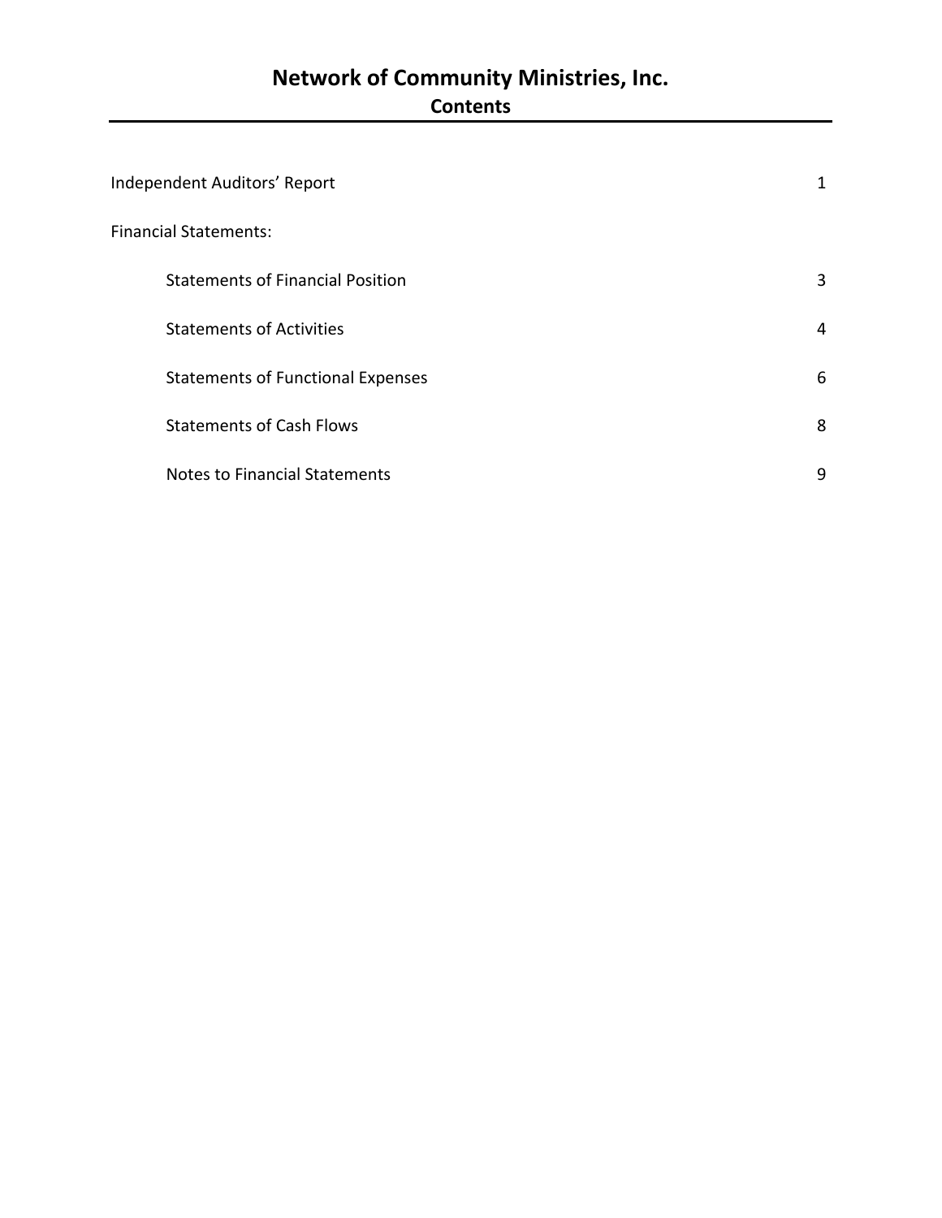# Network of Community Ministries, Inc.

## Contents

| | |
|---|---|
| Independent Auditors' Report | 1 |
| Financial Statements: | |
| Statements of Financial Position | 3 |
| Statements of Activities | 4 |
| Statements of Functional Expenses | 6 |
| Statements of Cash Flows | 8 |
| Notes to Financial Statements | 9 |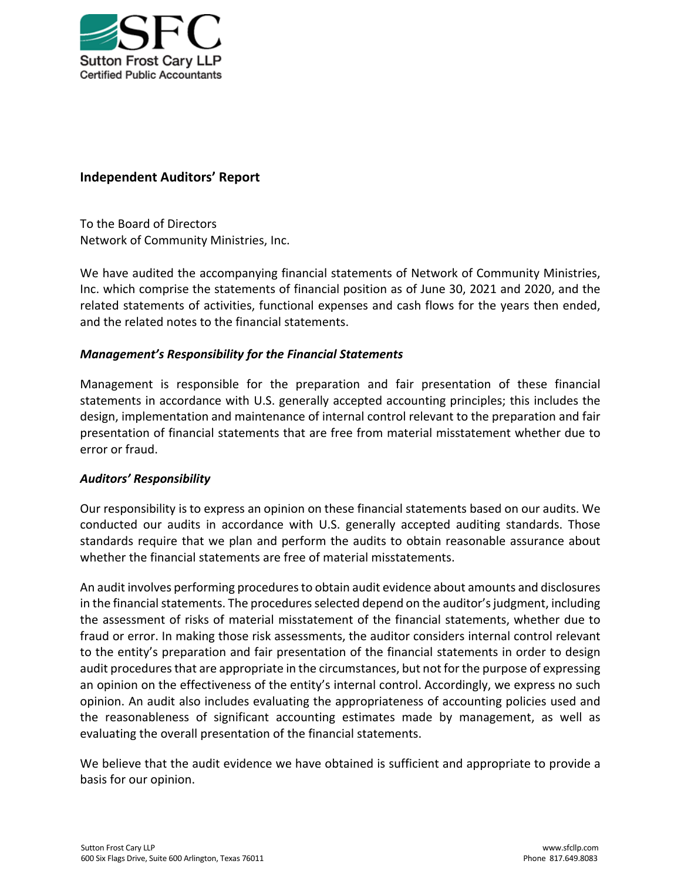SFC

Sutton Frost Cary LLP
Certified Public Accountants

## Independent Auditors' Report

To the Board of Directors
Network of Community Ministries, Inc.

We have audited the accompanying financial statements of Network of Community Ministries, Inc. which comprise the statements of financial position as of June 30, 2021 and 2020, and the related statements of activities, functional expenses and cash flows for the years then ended, and the related notes to the financial statements.

### *Management's Responsibility for the Financial Statements*

Management is responsible for the preparation and fair presentation of these financial statements in accordance with U.S. generally accepted accounting principles; this includes the design, implementation and maintenance of internal control relevant to the preparation and fair presentation of financial statements that are free from material misstatement whether due to error or fraud.

### *Auditors' Responsibility*

Our responsibility is to express an opinion on these financial statements based on our audits. We conducted our audits in accordance with U.S. generally accepted auditing standards. Those standards require that we plan and perform the audits to obtain reasonable assurance about whether the financial statements are free of material misstatements.

An audit involves performing procedures to obtain audit evidence about amounts and disclosures in the financial statements. The procedures selected depend on the auditor's judgment, including the assessment of risks of material misstatement of the financial statements, whether due to fraud or error. In making those risk assessments, the auditor considers internal control relevant to the entity's preparation and fair presentation of the financial statements in order to design audit procedures that are appropriate in the circumstances, but not for the purpose of expressing an opinion on the effectiveness of the entity's internal control. Accordingly, we express no such opinion. An audit also includes evaluating the appropriateness of accounting policies used and the reasonableness of significant accounting estimates made by management, as well as evaluating the overall presentation of the financial statements.

We believe that the audit evidence we have obtained is sufficient and appropriate to provide a basis for our opinion.

Sutton Frost Cary LLP
600 Six Flags Drive, Suite 600 Arlington, Texas 76011

www.sfcllp.com
Phone 817.649.8083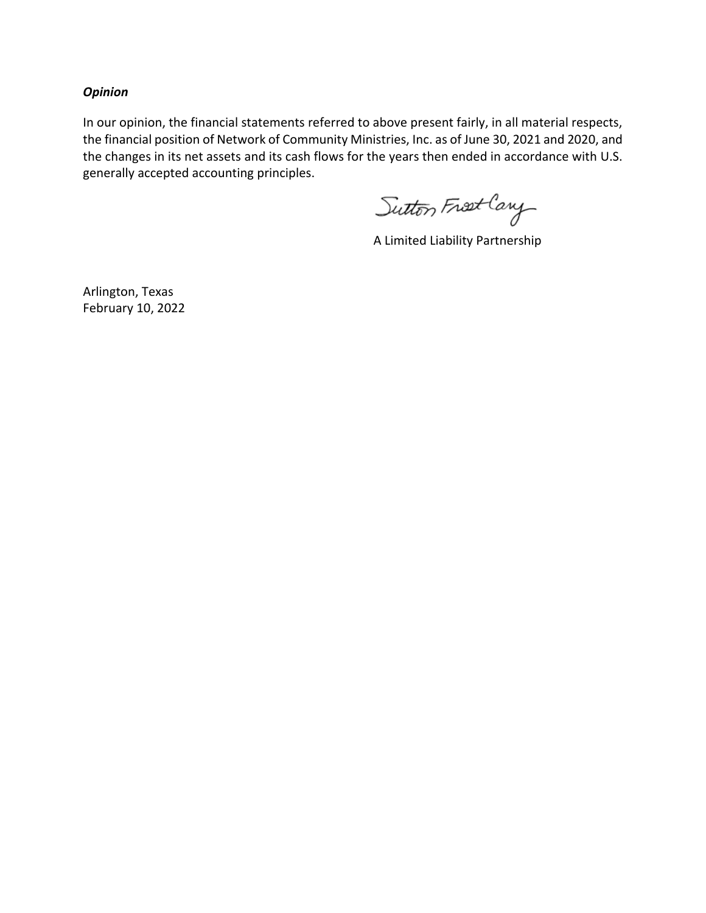***Opinion***

In our opinion, the financial statements referred to above present fairly, in all material respects, the financial position of Network of Community Ministries, Inc. as of June 30, 2021 and 2020, and the changes in its net assets and its cash flows for the years then ended in accordance with U.S. generally accepted accounting principles.

Sutton Frost Cary

A Limited Liability Partnership

Arlington, Texas
February 10, 2022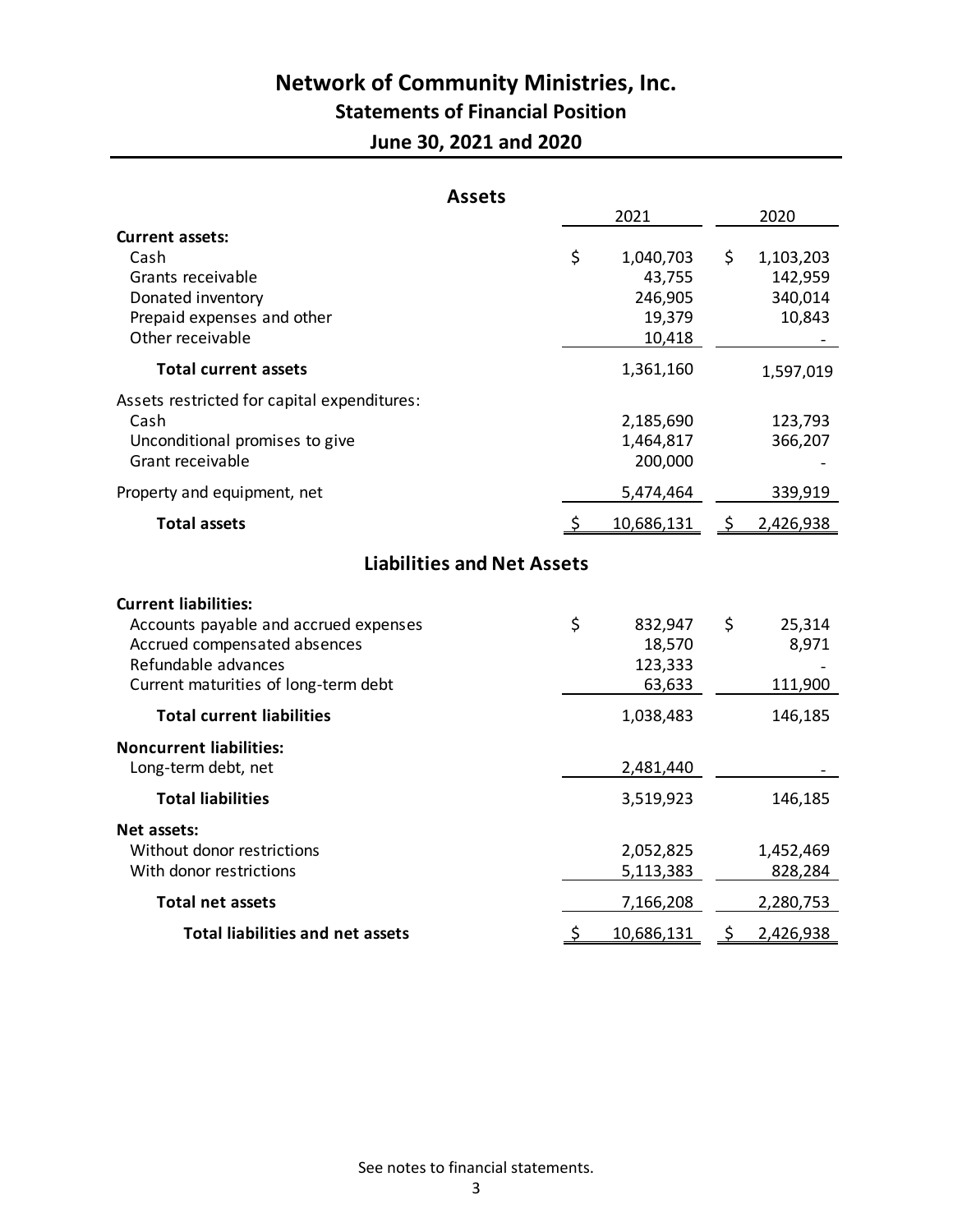# Network of Community Ministries, Inc.

## Statements of Financial Position

## June 30, 2021 and 2020

### Assets

| | 2021 | 2020 |
|---|---|---|
| **Current assets:** | | |
| Cash | $ 1,040,703 | $ 1,103,203 |
| Grants receivable | 43,755 | 142,959 |
| Donated inventory | 246,905 | 340,014 |
| Prepaid expenses and other | 19,379 | 10,843 |
| Other receivable | 10,418 | - |
| **Total current assets** | 1,361,160 | 1,597,019 |
| Assets restricted for capital expenditures: | | |
| Cash | 2,185,690 | 123,793 |
| Unconditional promises to give | 1,464,817 | 366,207 |
| Grant receivable | 200,000 | - |
| Property and equipment, net | 5,474,464 | 339,919 |
| **Total assets** | $ 10,686,131 | $ 2,426,938 |

### Liabilities and Net Assets

| | 2021 | 2020 |
|---|---|---|
| **Current liabilities:** | | |
| Accounts payable and accrued expenses | $ 832,947 | $ 25,314 |
| Accrued compensated absences | 18,570 | 8,971 |
| Refundable advances | 123,333 | - |
| Current maturities of long-term debt | 63,633 | 111,900 |
| **Total current liabilities** | 1,038,483 | 146,185 |
| **Noncurrent liabilities:** | | |
| Long-term debt, net | 2,481,440 | - |
| **Total liabilities** | 3,519,923 | 146,185 |
| **Net assets:** | | |
| Without donor restrictions | 2,052,825 | 1,452,469 |
| With donor restrictions | 5,113,383 | 828,284 |
| **Total net assets** | 7,166,208 | 2,280,753 |
| **Total liabilities and net assets** | $ 10,686,131 | $ 2,426,938 |

See notes to financial statements.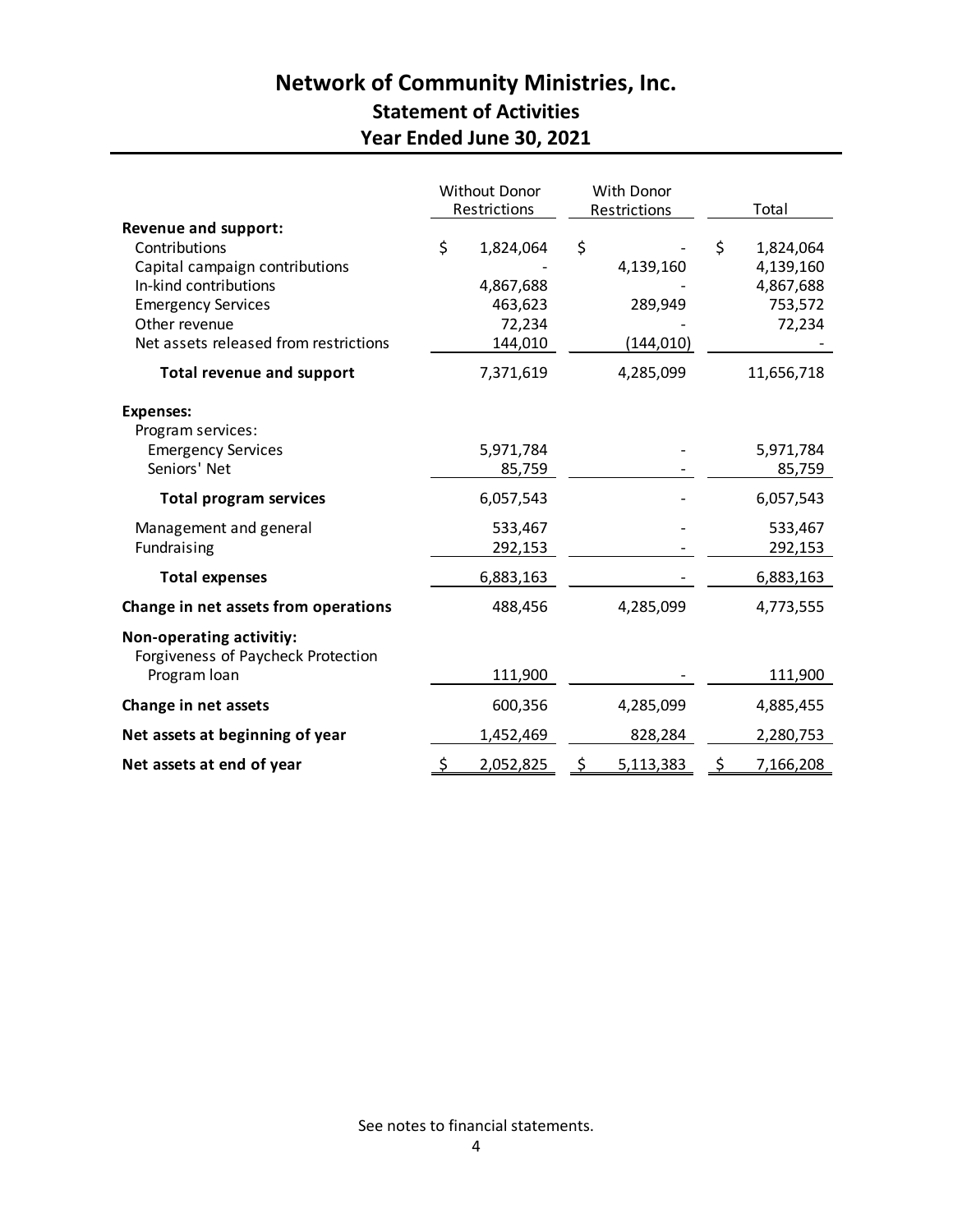# Network of Community Ministries, Inc.

## Statement of Activities

## Year Ended June 30, 2021

| | Without Donor Restrictions | With Donor Restrictions | Total |
|---|---|---|---|
| **Revenue and support:** | | | |
| Contributions | $ 1,824,064 | $ - | $ 1,824,064 |
| Capital campaign contributions | - | 4,139,160 | 4,139,160 |
| In-kind contributions | 4,867,688 | - | 4,867,688 |
| Emergency Services | 463,623 | 289,949 | 753,572 |
| Other revenue | 72,234 | - | 72,234 |
| Net assets released from restrictions | 144,010 | (144,010) | - |
| **Total revenue and support** | 7,371,619 | 4,285,099 | 11,656,718 |
| **Expenses:** | | | |
| Program services: | | | |
| Emergency Services | 5,971,784 | - | 5,971,784 |
| Seniors' Net | 85,759 | - | 85,759 |
| **Total program services** | 6,057,543 | - | 6,057,543 |
| Management and general | 533,467 | - | 533,467 |
| Fundraising | 292,153 | - | 292,153 |
| **Total expenses** | 6,883,163 | - | 6,883,163 |
| **Change in net assets from operations** | 488,456 | 4,285,099 | 4,773,555 |
| **Non-operating activitiy:** | | | |
| Forgiveness of Paycheck Protection Program loan | 111,900 | - | 111,900 |
| **Change in net assets** | 600,356 | 4,285,099 | 4,885,455 |
| **Net assets at beginning of year** | 1,452,469 | 828,284 | 2,280,753 |
| **Net assets at end of year** | $ 2,052,825 | $ 5,113,383 | $ 7,166,208 |

See notes to financial statements.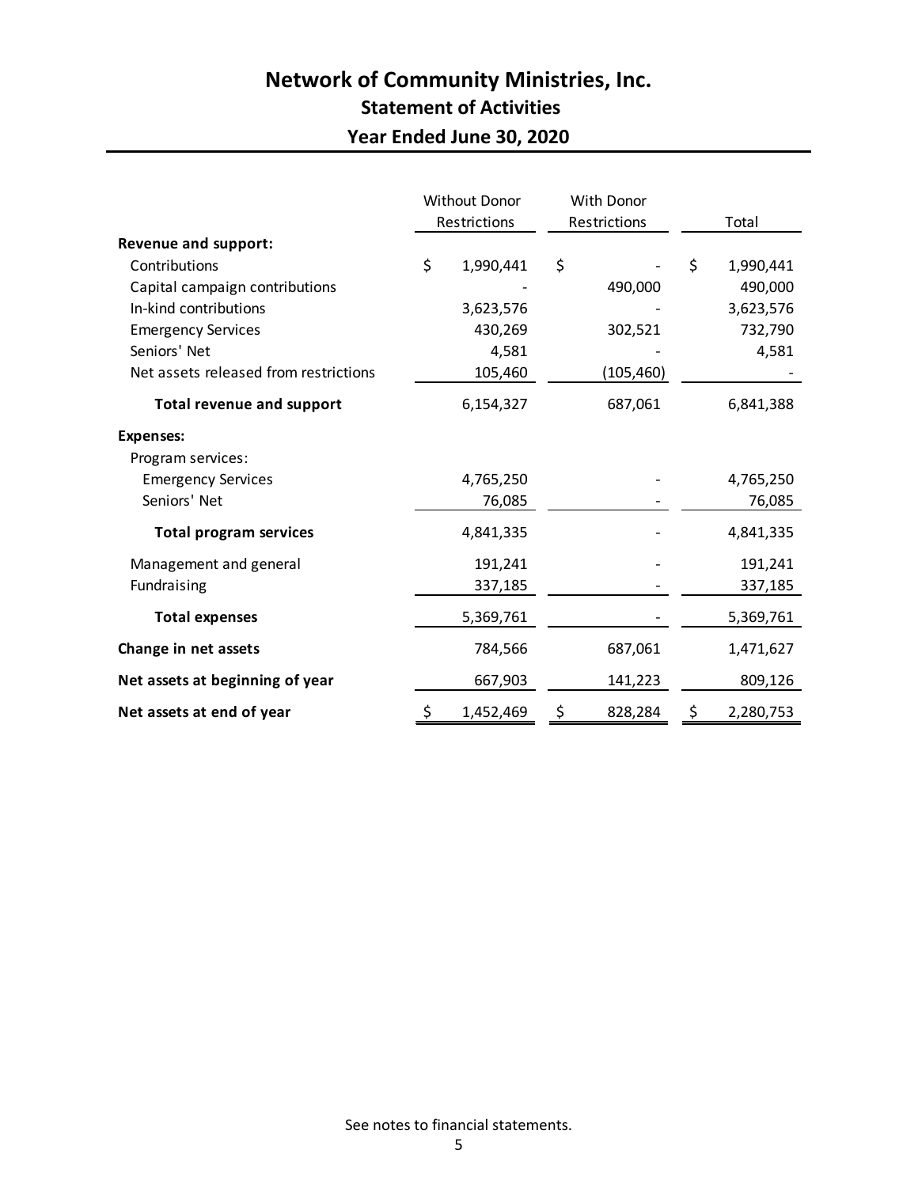# Network of Community Ministries, Inc.

## Statement of Activities

## Year Ended June 30, 2020

| | Without Donor Restrictions | With Donor Restrictions | Total |
|---|---|---|---|
| **Revenue and support:** | | | |
| Contributions | $ 1,990,441 | $ - | $ 1,990,441 |
| Capital campaign contributions | - | 490,000 | 490,000 |
| In-kind contributions | 3,623,576 | - | 3,623,576 |
| Emergency Services | 430,269 | 302,521 | 732,790 |
| Seniors' Net | 4,581 | - | 4,581 |
| Net assets released from restrictions | 105,460 | (105,460) | - |
| **Total revenue and support** | 6,154,327 | 687,061 | 6,841,388 |
| **Expenses:** | | | |
| Program services: | | | |
| Emergency Services | 4,765,250 | - | 4,765,250 |
| Seniors' Net | 76,085 | - | 76,085 |
| **Total program services** | 4,841,335 | - | 4,841,335 |
| Management and general | 191,241 | - | 191,241 |
| Fundraising | 337,185 | - | 337,185 |
| **Total expenses** | 5,369,761 | - | 5,369,761 |
| **Change in net assets** | 784,566 | 687,061 | 1,471,627 |
| **Net assets at beginning of year** | 667,903 | 141,223 | 809,126 |
| **Net assets at end of year** | $ 1,452,469 | $ 828,284 | $ 2,280,753 |

See notes to financial statements.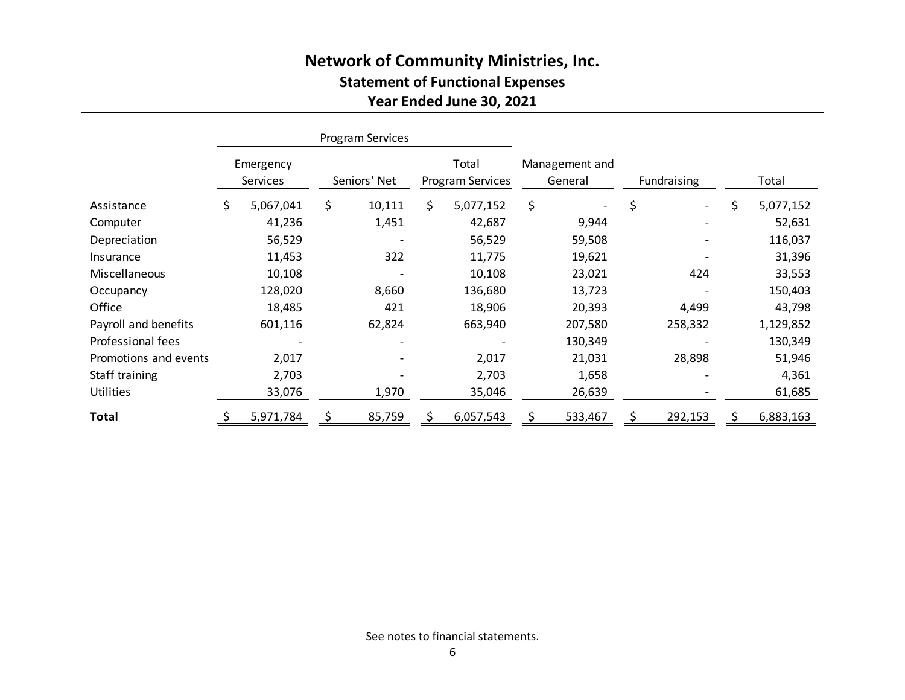# Network of Community Ministries, Inc.

## Statement of Functional Expenses

## Year Ended June 30, 2021

| | Program Services | | | | | |
|---|---|---|---|---|---|---|
| | Emergency Services | Seniors' Net | Total Program Services | Management and General | Fundraising | Total |
| Assistance | $ 5,067,041 | $ 10,111 | $ 5,077,152 | $ - | $ - | $ 5,077,152 |
| Computer | 41,236 | 1,451 | 42,687 | 9,944 | - | 52,631 |
| Depreciation | 56,529 | - | 56,529 | 59,508 | - | 116,037 |
| Insurance | 11,453 | 322 | 11,775 | 19,621 | - | 31,396 |
| Miscellaneous | 10,108 | - | 10,108 | 23,021 | 424 | 33,553 |
| Occupancy | 128,020 | 8,660 | 136,680 | 13,723 | - | 150,403 |
| Office | 18,485 | 421 | 18,906 | 20,393 | 4,499 | 43,798 |
| Payroll and benefits | 601,116 | 62,824 | 663,940 | 207,580 | 258,332 | 1,129,852 |
| Professional fees | - | - | - | 130,349 | - | 130,349 |
| Promotions and events | 2,017 | - | 2,017 | 21,031 | 28,898 | 51,946 |
| Staff training | 2,703 | - | 2,703 | 1,658 | - | 4,361 |
| Utilities | 33,076 | 1,970 | 35,046 | 26,639 | - | 61,685 |
| **Total** | $ 5,971,784 | $ 85,759 | $ 6,057,543 | $ 533,467 | $ 292,153 | $ 6,883,163 |

See notes to financial statements.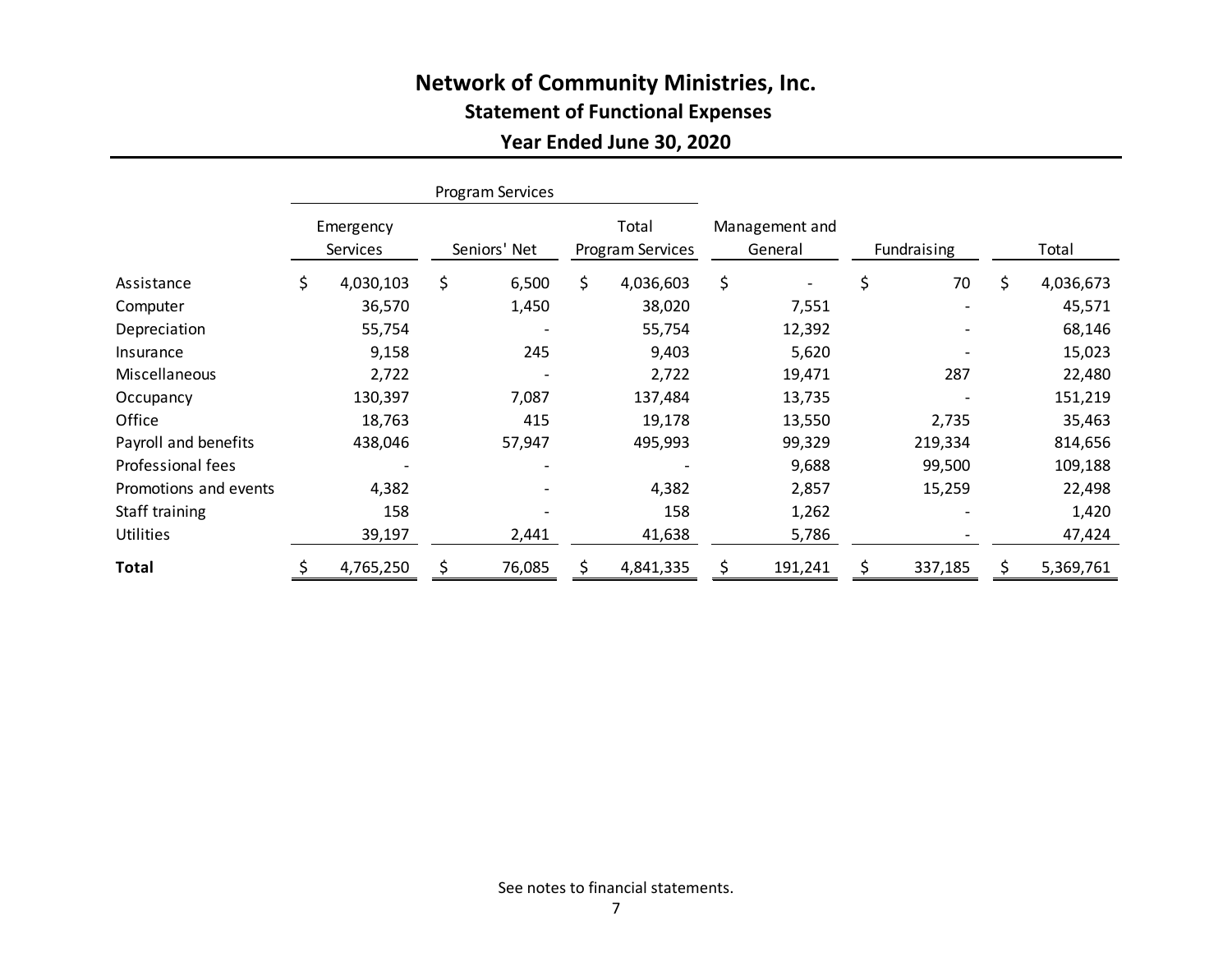# Network of Community Ministries, Inc.

## Statement of Functional Expenses

## Year Ended June 30, 2020

| | Program Services | | | | | |
|---|---|---|---|---|---|---|
| | Emergency Services | Seniors' Net | Total Program Services | Management and General | Fundraising | Total |
| Assistance | $ 4,030,103 | $ 6,500 | $ 4,036,603 | $ - | $ 70 | $ 4,036,673 |
| Computer | 36,570 | 1,450 | 38,020 | 7,551 | - | 45,571 |
| Depreciation | 55,754 | - | 55,754 | 12,392 | - | 68,146 |
| Insurance | 9,158 | 245 | 9,403 | 5,620 | - | 15,023 |
| Miscellaneous | 2,722 | - | 2,722 | 19,471 | 287 | 22,480 |
| Occupancy | 130,397 | 7,087 | 137,484 | 13,735 | - | 151,219 |
| Office | 18,763 | 415 | 19,178 | 13,550 | 2,735 | 35,463 |
| Payroll and benefits | 438,046 | 57,947 | 495,993 | 99,329 | 219,334 | 814,656 |
| Professional fees | - | - | - | 9,688 | 99,500 | 109,188 |
| Promotions and events | 4,382 | - | 4,382 | 2,857 | 15,259 | 22,498 |
| Staff training | 158 | - | 158 | 1,262 | - | 1,420 |
| Utilities | 39,197 | 2,441 | 41,638 | 5,786 | - | 47,424 |
| **Total** | $ 4,765,250 | $ 76,085 | $ 4,841,335 | $ 191,241 | $ 337,185 | $ 5,369,761 |

See notes to financial statements.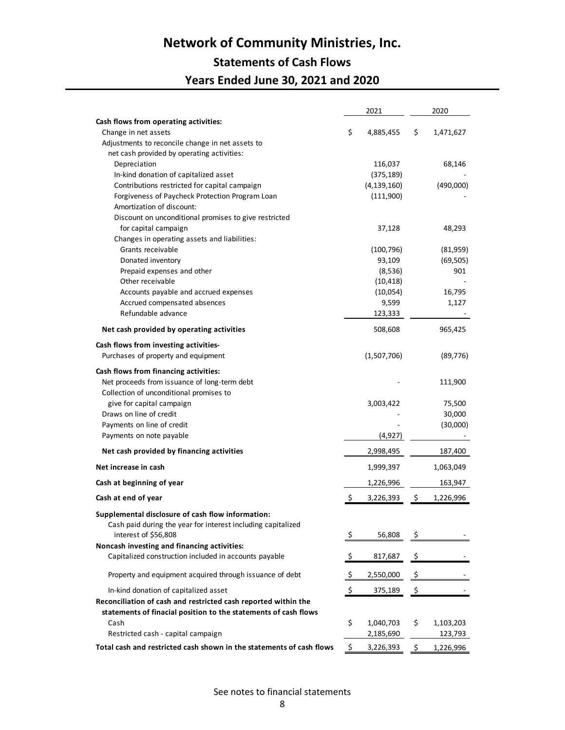# Network of Community Ministries, Inc.

## Statements of Cash Flows

## Years Ended June 30, 2021 and 2020

| | 2021 | 2020 |
|---|---|---|
| **Cash flows from operating activities:** | | |
| Change in net assets | $ 4,885,455 | $ 1,471,627 |
| Adjustments to reconcile change in net assets to net cash provided by operating activities: | | |
| Depreciation | 116,037 | 68,146 |
| In-kind donation of capitalized asset | (375,189) | - |
| Contributions restricted for capital campaign | (4,139,160) | (490,000) |
| Forgiveness of Paycheck Protection Program Loan | (111,900) | - |
| Amortization of discount: | | |
| Discount on unconditional promises to give restricted for capital campaign | 37,128 | 48,293 |
| Changes in operating assets and liabilities: | | |
| Grants receivable | (100,796) | (81,959) |
| Donated inventory | 93,109 | (69,505) |
| Prepaid expenses and other | (8,536) | 901 |
| Other receivable | (10,418) | - |
| Accounts payable and accrued expenses | (10,054) | 16,795 |
| Accrued compensated absences | 9,599 | 1,127 |
| Refundable advance | 123,333 | - |
| **Net cash provided by operating activities** | 508,608 | 965,425 |
| **Cash flows from investing activities-** | | |
| Purchases of property and equipment | (1,507,706) | (89,776) |
| **Cash flows from financing activities:** | | |
| Net proceeds from issuance of long-term debt | - | 111,900 |
| Collection of unconditional promises to give for capital campaign | 3,003,422 | 75,500 |
| Draws on line of credit | - | 30,000 |
| Payments on line of credit | - | (30,000) |
| Payments on note payable | (4,927) | - |
| **Net cash provided by financing activities** | 2,998,495 | 187,400 |
| **Net increase in cash** | 1,999,397 | 1,063,049 |
| **Cash at beginning of year** | 1,226,996 | 163,947 |
| **Cash at end of year** | $ 3,226,393 | $ 1,226,996 |
| **Supplemental disclosure of cash flow information:** | | |
| Cash paid during the year for interest including capitalized interest of $56,808 | $ 56,808 | $ - |
| **Noncash investing and financing activities:** | | |
| Capitalized construction included in accounts payable | $ 817,687 | $ - |
| Property and equipment acquired through issuance of debt | $ 2,550,000 | $ - |
| In-kind donation of capitalized asset | $ 375,189 | $ - |
| **Reconciliation of cash and restricted cash reported within the statements of finacial position to the statements of cash flows** | | |
| Cash | $ 1,040,703 | $ 1,103,203 |
| Restricted cash - capital campaign | 2,185,690 | 123,793 |
| **Total cash and restricted cash shown in the statements of cash flows** | $ 3,226,393 | $ 1,226,996 |

See notes to financial statements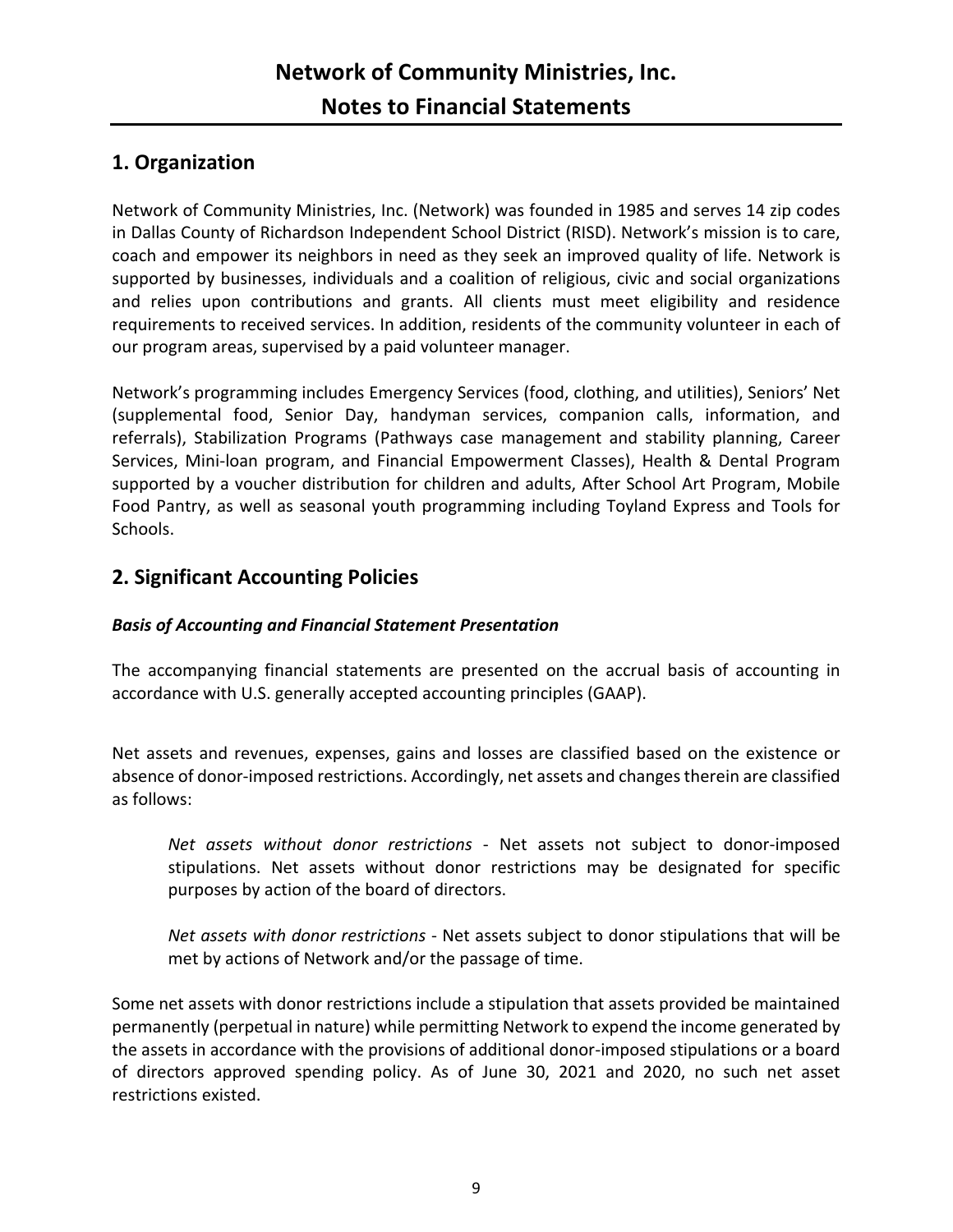# Network of Community Ministries, Inc.

# Notes to Financial Statements

## 1. Organization

Network of Community Ministries, Inc. (Network) was founded in 1985 and serves 14 zip codes in Dallas County of Richardson Independent School District (RISD). Network's mission is to care, coach and empower its neighbors in need as they seek an improved quality of life. Network is supported by businesses, individuals and a coalition of religious, civic and social organizations and relies upon contributions and grants. All clients must meet eligibility and residence requirements to received services. In addition, residents of the community volunteer in each of our program areas, supervised by a paid volunteer manager.

Network's programming includes Emergency Services (food, clothing, and utilities), Seniors' Net (supplemental food, Senior Day, handyman services, companion calls, information, and referrals), Stabilization Programs (Pathways case management and stability planning, Career Services, Mini-loan program, and Financial Empowerment Classes), Health & Dental Program supported by a voucher distribution for children and adults, After School Art Program, Mobile Food Pantry, as well as seasonal youth programming including Toyland Express and Tools for Schools.

## 2. Significant Accounting Policies

### *Basis of Accounting and Financial Statement Presentation*

The accompanying financial statements are presented on the accrual basis of accounting in accordance with U.S. generally accepted accounting principles (GAAP).

Net assets and revenues, expenses, gains and losses are classified based on the existence or absence of donor-imposed restrictions. Accordingly, net assets and changes therein are classified as follows:

> *Net assets without donor restrictions* - Net assets not subject to donor-imposed stipulations. Net assets without donor restrictions may be designated for specific purposes by action of the board of directors.
>
> *Net assets with donor restrictions* - Net assets subject to donor stipulations that will be met by actions of Network and/or the passage of time.

Some net assets with donor restrictions include a stipulation that assets provided be maintained permanently (perpetual in nature) while permitting Network to expend the income generated by the assets in accordance with the provisions of additional donor-imposed stipulations or a board of directors approved spending policy. As of June 30, 2021 and 2020, no such net asset restrictions existed.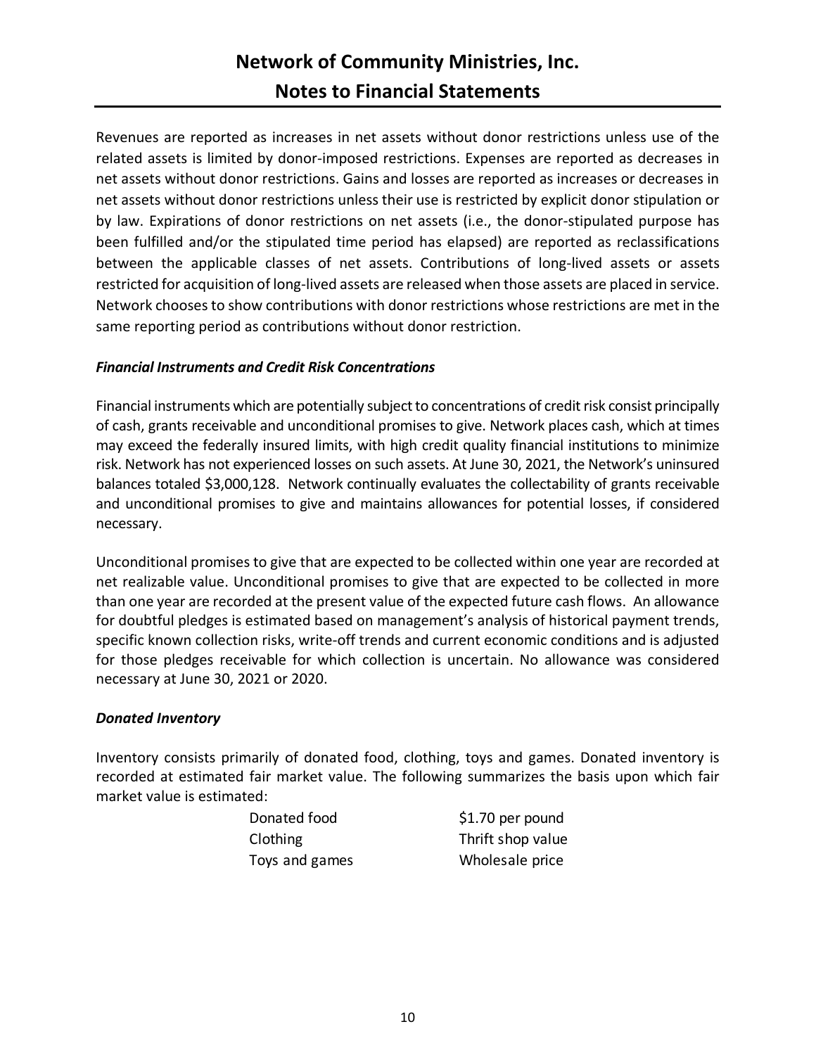# Network of Community Ministries, Inc.
## Notes to Financial Statements

Revenues are reported as increases in net assets without donor restrictions unless use of the related assets is limited by donor-imposed restrictions. Expenses are reported as decreases in net assets without donor restrictions. Gains and losses are reported as increases or decreases in net assets without donor restrictions unless their use is restricted by explicit donor stipulation or by law. Expirations of donor restrictions on net assets (i.e., the donor-stipulated purpose has been fulfilled and/or the stipulated time period has elapsed) are reported as reclassifications between the applicable classes of net assets. Contributions of long-lived assets or assets restricted for acquisition of long-lived assets are released when those assets are placed in service. Network chooses to show contributions with donor restrictions whose restrictions are met in the same reporting period as contributions without donor restriction.

### *Financial Instruments and Credit Risk Concentrations*

Financial instruments which are potentially subject to concentrations of credit risk consist principally of cash, grants receivable and unconditional promises to give. Network places cash, which at times may exceed the federally insured limits, with high credit quality financial institutions to minimize risk. Network has not experienced losses on such assets. At June 30, 2021, the Network's uninsured balances totaled $3,000,128. Network continually evaluates the collectability of grants receivable and unconditional promises to give and maintains allowances for potential losses, if considered necessary.

Unconditional promises to give that are expected to be collected within one year are recorded at net realizable value. Unconditional promises to give that are expected to be collected in more than one year are recorded at the present value of the expected future cash flows. An allowance for doubtful pledges is estimated based on management's analysis of historical payment trends, specific known collection risks, write-off trends and current economic conditions and is adjusted for those pledges receivable for which collection is uncertain. No allowance was considered necessary at June 30, 2021 or 2020.

### *Donated Inventory*

Inventory consists primarily of donated food, clothing, toys and games. Donated inventory is recorded at estimated fair market value. The following summarizes the basis upon which fair market value is estimated:

| | |
|---|---|
| Donated food | $1.70 per pound |
| Clothing | Thrift shop value |
| Toys and games | Wholesale price |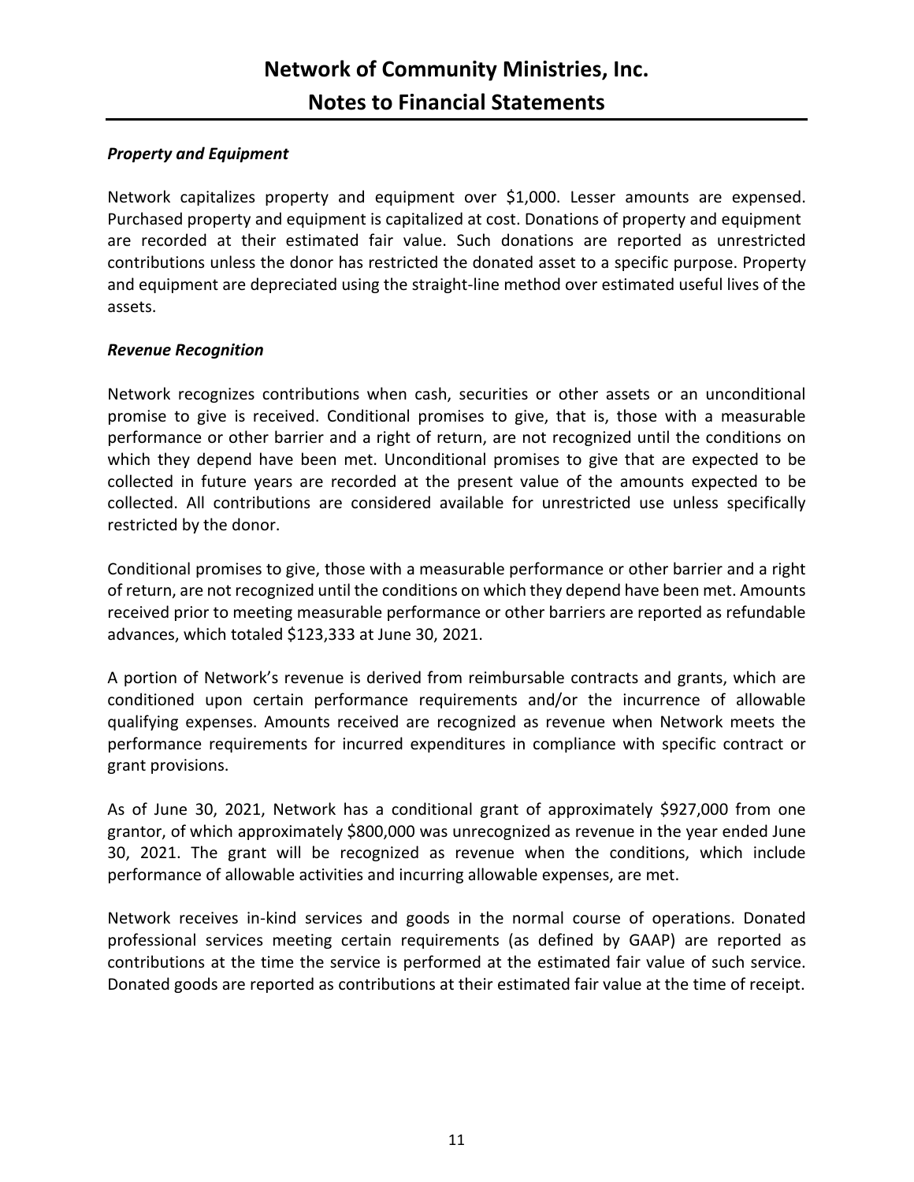### *Property and Equipment*

Network capitalizes property and equipment over $1,000. Lesser amounts are expensed. Purchased property and equipment is capitalized at cost. Donations of property and equipment are recorded at their estimated fair value. Such donations are reported as unrestricted contributions unless the donor has restricted the donated asset to a specific purpose. Property and equipment are depreciated using the straight-line method over estimated useful lives of the assets.

### *Revenue Recognition*

Network recognizes contributions when cash, securities or other assets or an unconditional promise to give is received. Conditional promises to give, that is, those with a measurable performance or other barrier and a right of return, are not recognized until the conditions on which they depend have been met. Unconditional promises to give that are expected to be collected in future years are recorded at the present value of the amounts expected to be collected. All contributions are considered available for unrestricted use unless specifically restricted by the donor.

Conditional promises to give, those with a measurable performance or other barrier and a right of return, are not recognized until the conditions on which they depend have been met. Amounts received prior to meeting measurable performance or other barriers are reported as refundable advances, which totaled $123,333 at June 30, 2021.

A portion of Network's revenue is derived from reimbursable contracts and grants, which are conditioned upon certain performance requirements and/or the incurrence of allowable qualifying expenses. Amounts received are recognized as revenue when Network meets the performance requirements for incurred expenditures in compliance with specific contract or grant provisions.

As of June 30, 2021, Network has a conditional grant of approximately $927,000 from one grantor, of which approximately $800,000 was unrecognized as revenue in the year ended June 30, 2021. The grant will be recognized as revenue when the conditions, which include performance of allowable activities and incurring allowable expenses, are met.

Network receives in-kind services and goods in the normal course of operations. Donated professional services meeting certain requirements (as defined by GAAP) are reported as contributions at the time the service is performed at the estimated fair value of such service. Donated goods are reported as contributions at their estimated fair value at the time of receipt.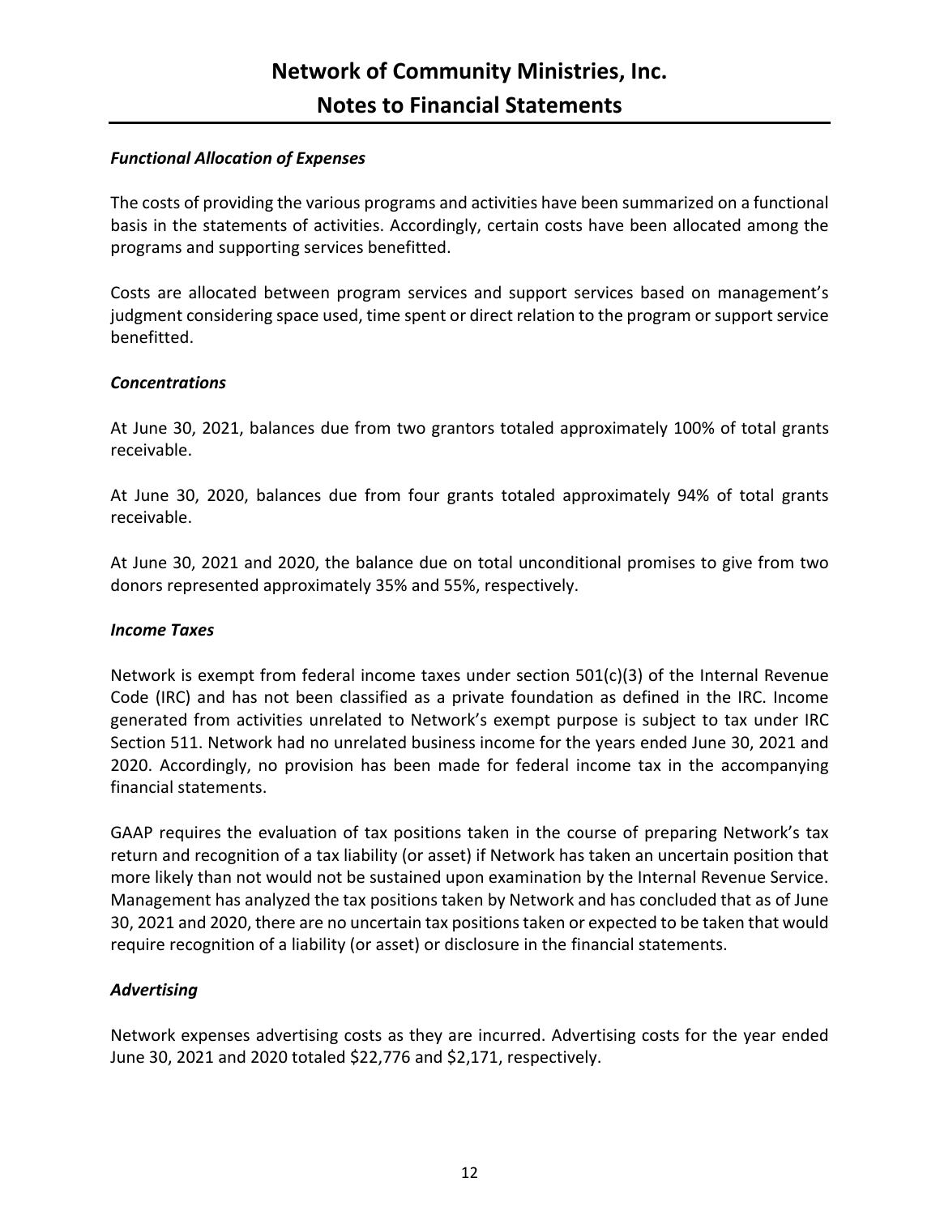### *Functional Allocation of Expenses*

The costs of providing the various programs and activities have been summarized on a functional basis in the statements of activities. Accordingly, certain costs have been allocated among the programs and supporting services benefitted.

Costs are allocated between program services and support services based on management's judgment considering space used, time spent or direct relation to the program or support service benefitted.

### *Concentrations*

At June 30, 2021, balances due from two grantors totaled approximately 100% of total grants receivable.

At June 30, 2020, balances due from four grants totaled approximately 94% of total grants receivable.

At June 30, 2021 and 2020, the balance due on total unconditional promises to give from two donors represented approximately 35% and 55%, respectively.

### *Income Taxes*

Network is exempt from federal income taxes under section 501(c)(3) of the Internal Revenue Code (IRC) and has not been classified as a private foundation as defined in the IRC. Income generated from activities unrelated to Network's exempt purpose is subject to tax under IRC Section 511. Network had no unrelated business income for the years ended June 30, 2021 and 2020. Accordingly, no provision has been made for federal income tax in the accompanying financial statements.

GAAP requires the evaluation of tax positions taken in the course of preparing Network's tax return and recognition of a tax liability (or asset) if Network has taken an uncertain position that more likely than not would not be sustained upon examination by the Internal Revenue Service. Management has analyzed the tax positions taken by Network and has concluded that as of June 30, 2021 and 2020, there are no uncertain tax positions taken or expected to be taken that would require recognition of a liability (or asset) or disclosure in the financial statements.

### *Advertising*

Network expenses advertising costs as they are incurred. Advertising costs for the year ended June 30, 2021 and 2020 totaled $22,776 and $2,171, respectively.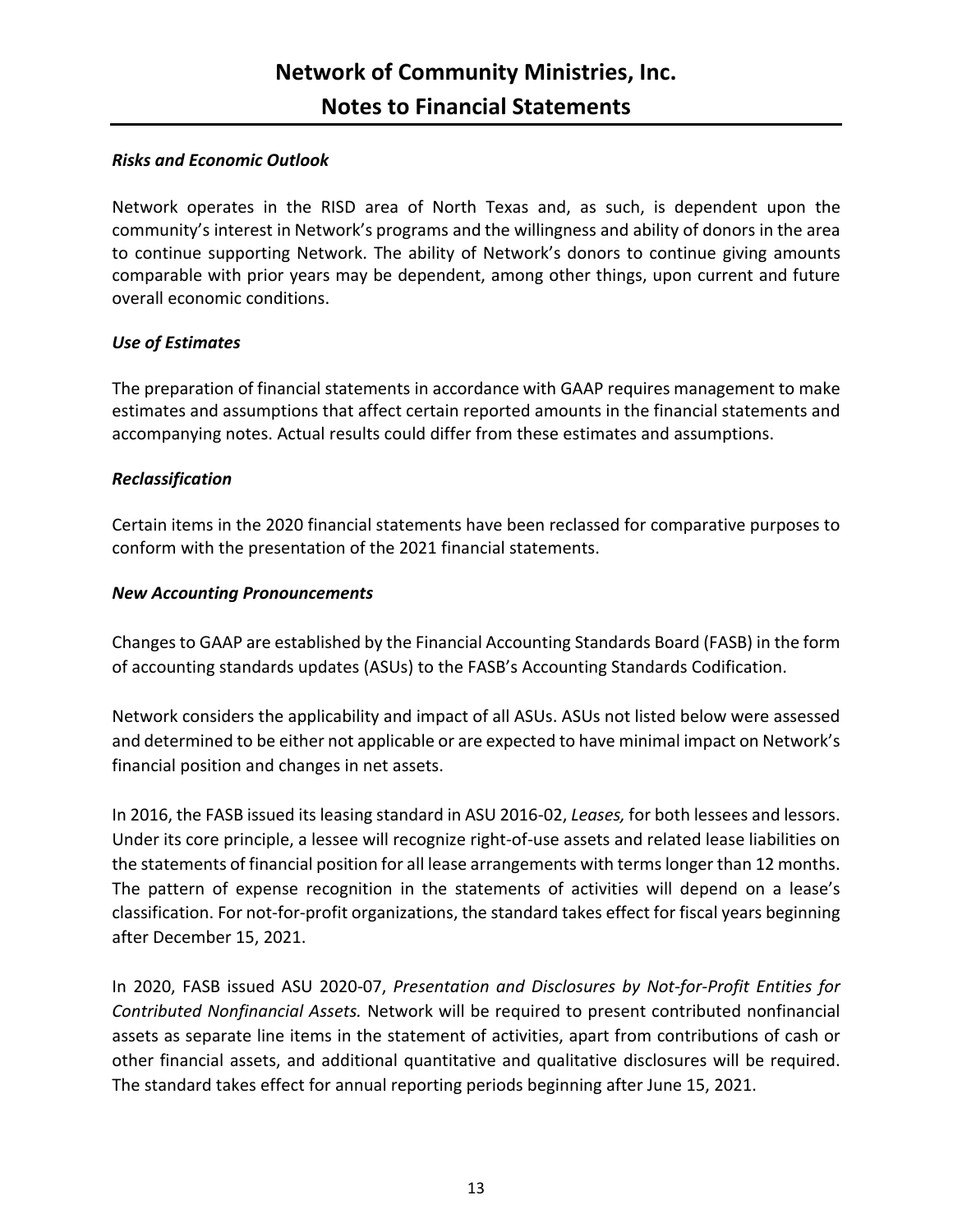### *Risks and Economic Outlook*

Network operates in the RISD area of North Texas and, as such, is dependent upon the community's interest in Network's programs and the willingness and ability of donors in the area to continue supporting Network. The ability of Network's donors to continue giving amounts comparable with prior years may be dependent, among other things, upon current and future overall economic conditions.

### *Use of Estimates*

The preparation of financial statements in accordance with GAAP requires management to make estimates and assumptions that affect certain reported amounts in the financial statements and accompanying notes. Actual results could differ from these estimates and assumptions.

### *Reclassification*

Certain items in the 2020 financial statements have been reclassed for comparative purposes to conform with the presentation of the 2021 financial statements.

### *New Accounting Pronouncements*

Changes to GAAP are established by the Financial Accounting Standards Board (FASB) in the form of accounting standards updates (ASUs) to the FASB's Accounting Standards Codification.

Network considers the applicability and impact of all ASUs. ASUs not listed below were assessed and determined to be either not applicable or are expected to have minimal impact on Network's financial position and changes in net assets.

In 2016, the FASB issued its leasing standard in ASU 2016-02, *Leases,* for both lessees and lessors. Under its core principle, a lessee will recognize right-of-use assets and related lease liabilities on the statements of financial position for all lease arrangements with terms longer than 12 months. The pattern of expense recognition in the statements of activities will depend on a lease's classification. For not-for-profit organizations, the standard takes effect for fiscal years beginning after December 15, 2021.

In 2020, FASB issued ASU 2020-07, *Presentation and Disclosures by Not-for-Profit Entities for Contributed Nonfinancial Assets.* Network will be required to present contributed nonfinancial assets as separate line items in the statement of activities, apart from contributions of cash or other financial assets, and additional quantitative and qualitative disclosures will be required. The standard takes effect for annual reporting periods beginning after June 15, 2021.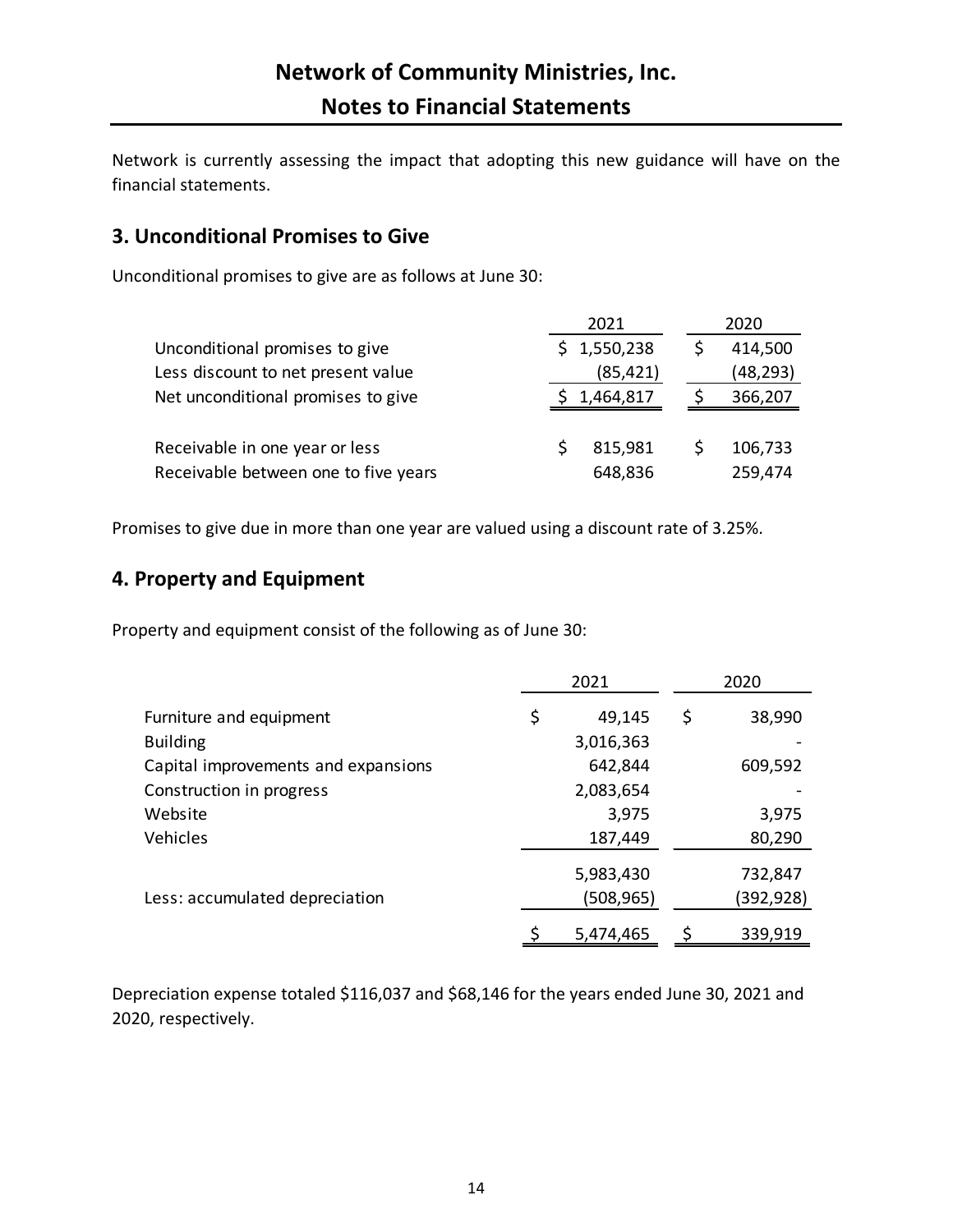# Network of Community Ministries, Inc.
## Notes to Financial Statements

Network is currently assessing the impact that adopting this new guidance will have on the financial statements.

## 3. Unconditional Promises to Give

Unconditional promises to give are as follows at June 30:

| | 2021 | 2020 |
|---|---|---|
| Unconditional promises to give | $ 1,550,238 | $ 414,500 |
| Less discount to net present value | (85,421) | (48,293) |
| Net unconditional promises to give | $ 1,464,817 | $ 366,207 |
| | | |
| Receivable in one year or less | $ 815,981 | $ 106,733 |
| Receivable between one to five years | 648,836 | 259,474 |

Promises to give due in more than one year are valued using a discount rate of 3.25%.

## 4. Property and Equipment

Property and equipment consist of the following as of June 30:

| | 2021 | 2020 |
|---|---|---|
| Furniture and equipment | $ 49,145 | $ 38,990 |
| Building | 3,016,363 | - |
| Capital improvements and expansions | 642,844 | 609,592 |
| Construction in progress | 2,083,654 | - |
| Website | 3,975 | 3,975 |
| Vehicles | 187,449 | 80,290 |
| | 5,983,430 | 732,847 |
| Less: accumulated depreciation | (508,965) | (392,928) |
| | $ 5,474,465 | $ 339,919 |

Depreciation expense totaled $116,037 and $68,146 for the years ended June 30, 2021 and 2020, respectively.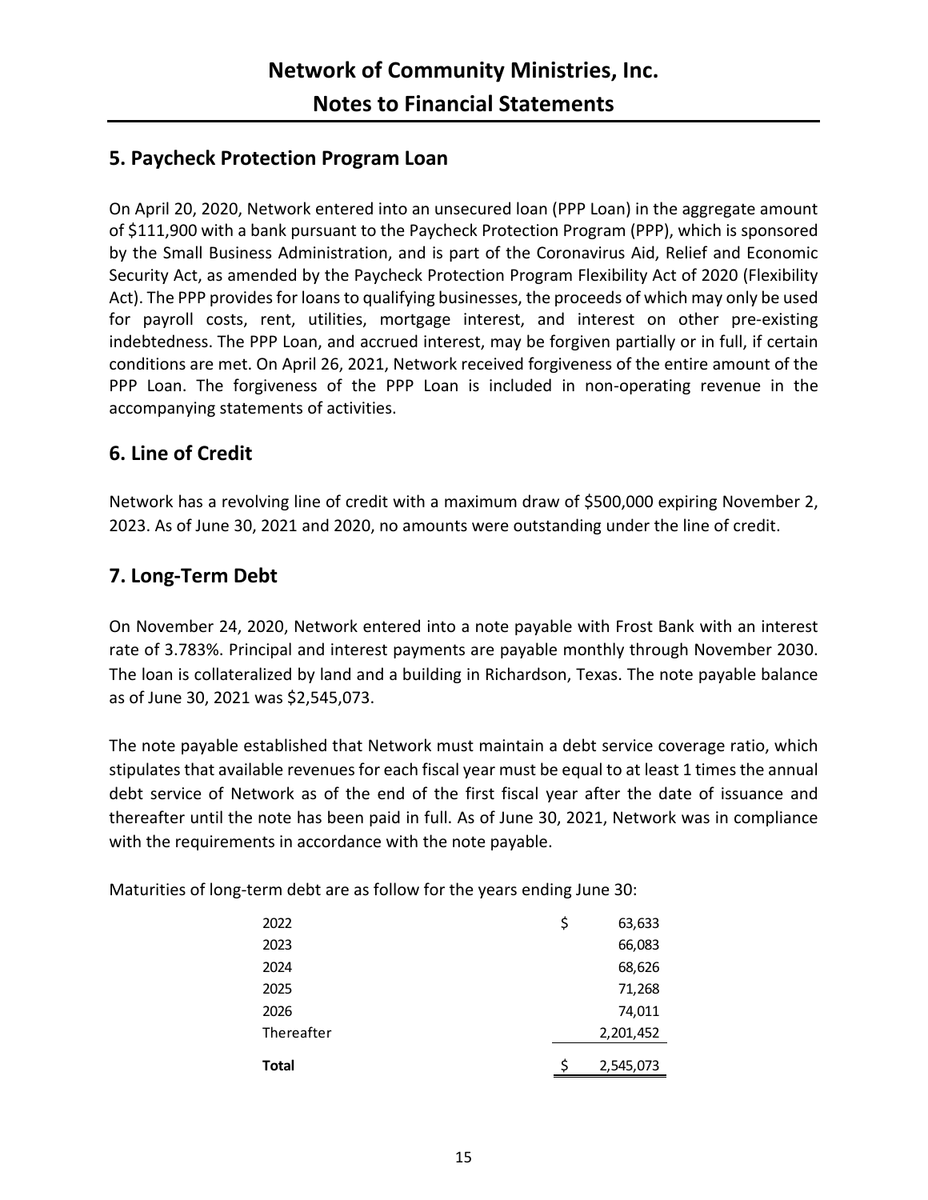## 5. Paycheck Protection Program Loan

On April 20, 2020, Network entered into an unsecured loan (PPP Loan) in the aggregate amount of $111,900 with a bank pursuant to the Paycheck Protection Program (PPP), which is sponsored by the Small Business Administration, and is part of the Coronavirus Aid, Relief and Economic Security Act, as amended by the Paycheck Protection Program Flexibility Act of 2020 (Flexibility Act). The PPP provides for loans to qualifying businesses, the proceeds of which may only be used for payroll costs, rent, utilities, mortgage interest, and interest on other pre-existing indebtedness. The PPP Loan, and accrued interest, may be forgiven partially or in full, if certain conditions are met. On April 26, 2021, Network received forgiveness of the entire amount of the PPP Loan. The forgiveness of the PPP Loan is included in non-operating revenue in the accompanying statements of activities.

## 6. Line of Credit

Network has a revolving line of credit with a maximum draw of $500,000 expiring November 2, 2023. As of June 30, 2021 and 2020, no amounts were outstanding under the line of credit.

## 7. Long-Term Debt

On November 24, 2020, Network entered into a note payable with Frost Bank with an interest rate of 3.783%. Principal and interest payments are payable monthly through November 2030. The loan is collateralized by land and a building in Richardson, Texas. The note payable balance as of June 30, 2021 was $2,545,073.

The note payable established that Network must maintain a debt service coverage ratio, which stipulates that available revenues for each fiscal year must be equal to at least 1 times the annual debt service of Network as of the end of the first fiscal year after the date of issuance and thereafter until the note has been paid in full. As of June 30, 2021, Network was in compliance with the requirements in accordance with the note payable.

Maturities of long-term debt are as follow for the years ending June 30:

| | |
|---|---|
| 2022 | $ 63,633 |
| 2023 | 66,083 |
| 2024 | 68,626 |
| 2025 | 71,268 |
| 2026 | 74,011 |
| Thereafter | 2,201,452 |
| **Total** | $ 2,545,073 |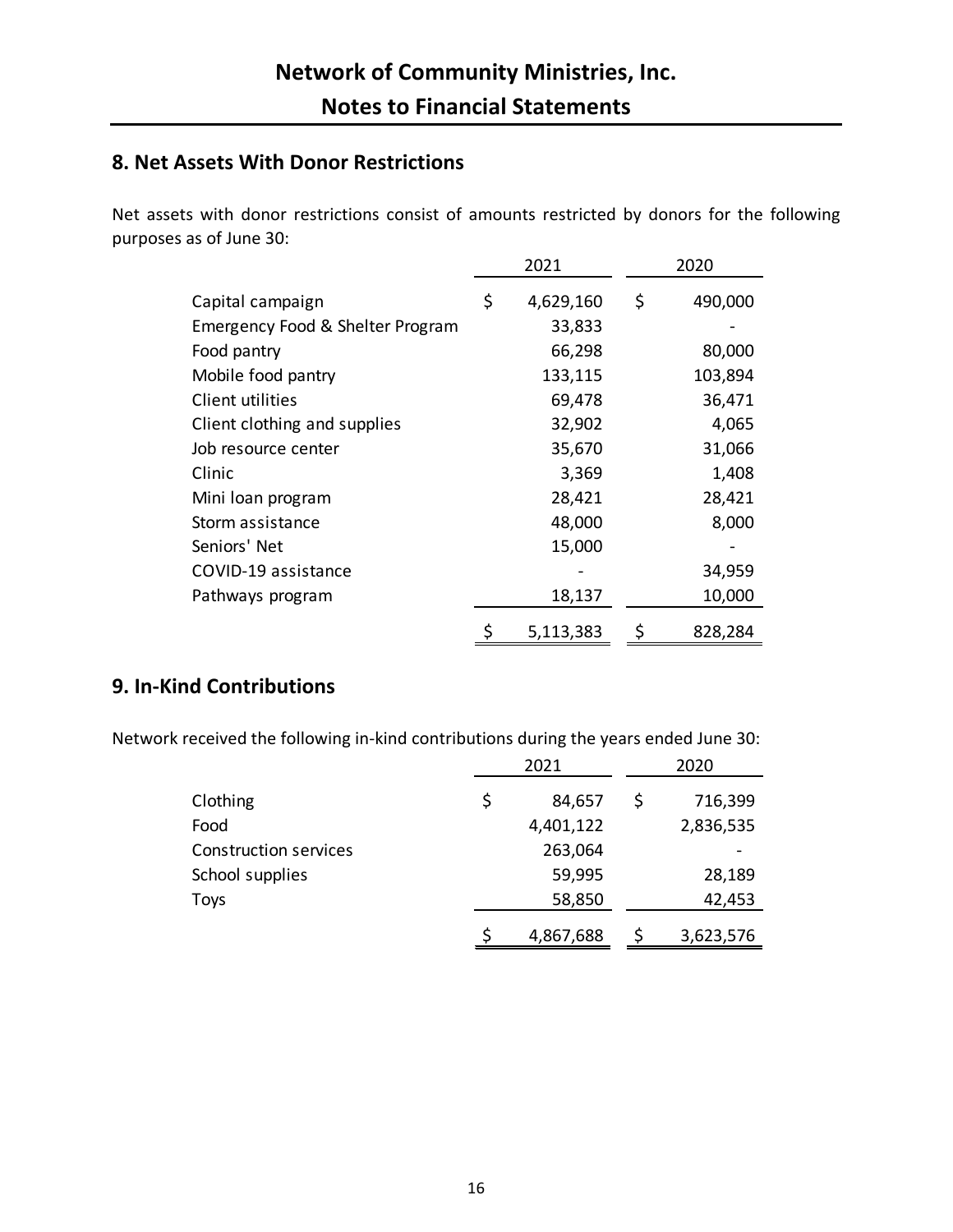# Network of Community Ministries, Inc.

## Notes to Financial Statements

### 8. Net Assets With Donor Restrictions

Net assets with donor restrictions consist of amounts restricted by donors for the following purposes as of June 30:

| | 2021 | 2020 |
|---|---|---|
| Capital campaign | $ 4,629,160 | $ 490,000 |
| Emergency Food & Shelter Program | 33,833 | - |
| Food pantry | 66,298 | 80,000 |
| Mobile food pantry | 133,115 | 103,894 |
| Client utilities | 69,478 | 36,471 |
| Client clothing and supplies | 32,902 | 4,065 |
| Job resource center | 35,670 | 31,066 |
| Clinic | 3,369 | 1,408 |
| Mini loan program | 28,421 | 28,421 |
| Storm assistance | 48,000 | 8,000 |
| Seniors' Net | 15,000 | - |
| COVID-19 assistance | - | 34,959 |
| Pathways program | 18,137 | 10,000 |
| | $ 5,113,383 | $ 828,284 |

### 9. In-Kind Contributions

Network received the following in-kind contributions during the years ended June 30:

| | 2021 | 2020 |
|---|---|---|
| Clothing | $ 84,657 | $ 716,399 |
| Food | 4,401,122 | 2,836,535 |
| Construction services | 263,064 | - |
| School supplies | 59,995 | 28,189 |
| Toys | 58,850 | 42,453 |
| | $ 4,867,688 | $ 3,623,576 |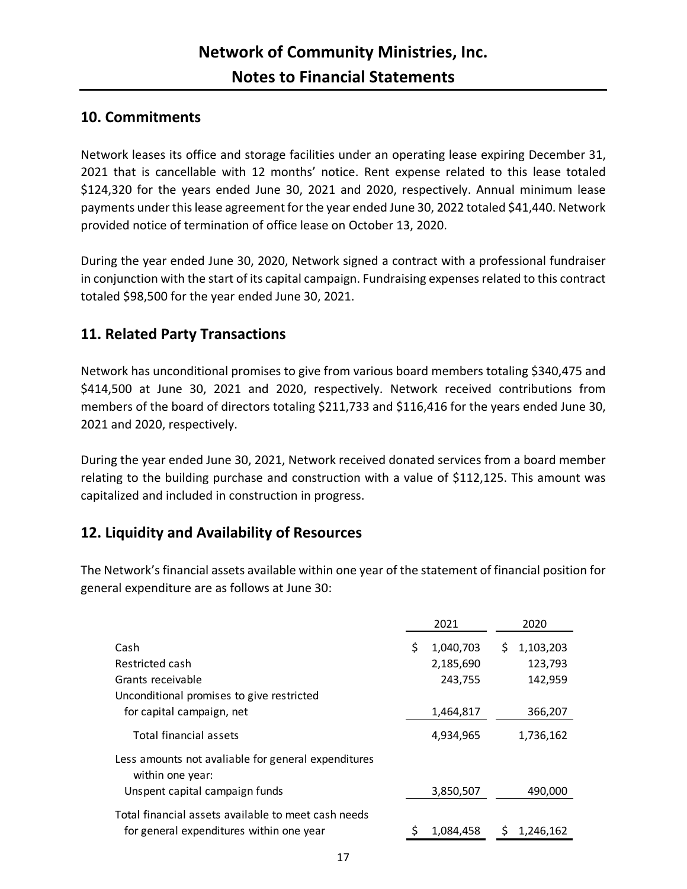# Network of Community Ministries, Inc.

## Notes to Financial Statements

### 10. Commitments

Network leases its office and storage facilities under an operating lease expiring December 31, 2021 that is cancellable with 12 months' notice. Rent expense related to this lease totaled $124,320 for the years ended June 30, 2021 and 2020, respectively. Annual minimum lease payments under this lease agreement for the year ended June 30, 2022 totaled $41,440. Network provided notice of termination of office lease on October 13, 2020.

During the year ended June 30, 2020, Network signed a contract with a professional fundraiser in conjunction with the start of its capital campaign. Fundraising expenses related to this contract totaled $98,500 for the year ended June 30, 2021.

### 11. Related Party Transactions

Network has unconditional promises to give from various board members totaling $340,475 and $414,500 at June 30, 2021 and 2020, respectively. Network received contributions from members of the board of directors totaling $211,733 and $116,416 for the years ended June 30, 2021 and 2020, respectively.

During the year ended June 30, 2021, Network received donated services from a board member relating to the building purchase and construction with a value of $112,125. This amount was capitalized and included in construction in progress.

### 12. Liquidity and Availability of Resources

The Network's financial assets available within one year of the statement of financial position for general expenditure are as follows at June 30:

| | 2021 | 2020 |
|---|---|---|
| Cash | $ 1,040,703 | $ 1,103,203 |
| Restricted cash | 2,185,690 | 123,793 |
| Grants receivable | 243,755 | 142,959 |
| Unconditional promises to give restricted for capital campaign, net | 1,464,817 | 366,207 |
| Total financial assets | 4,934,965 | 1,736,162 |
| Less amounts not avaliable for general expenditures within one year: | | |
| Unspent capital campaign funds | 3,850,507 | 490,000 |
| Total financial assets available to meet cash needs for general expenditures within one year | $ 1,084,458 | $ 1,246,162 |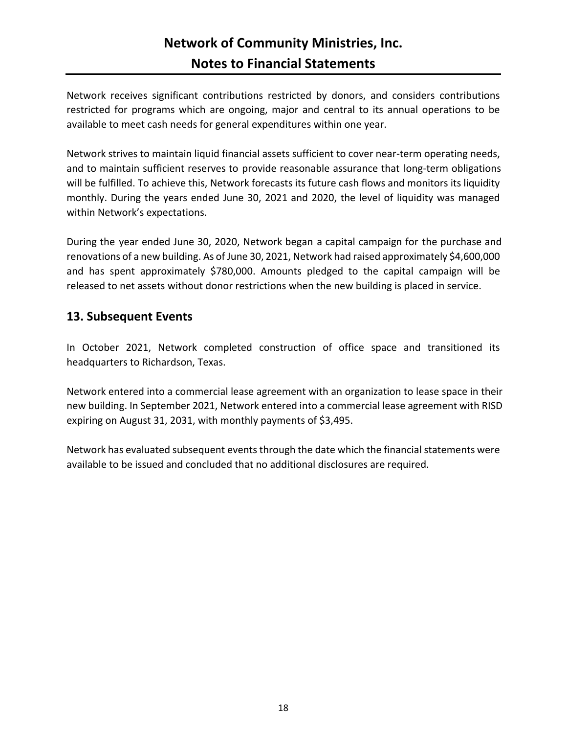Network receives significant contributions restricted by donors, and considers contributions restricted for programs which are ongoing, major and central to its annual operations to be available to meet cash needs for general expenditures within one year.

Network strives to maintain liquid financial assets sufficient to cover near-term operating needs, and to maintain sufficient reserves to provide reasonable assurance that long-term obligations will be fulfilled. To achieve this, Network forecasts its future cash flows and monitors its liquidity monthly. During the years ended June 30, 2021 and 2020, the level of liquidity was managed within Network's expectations.

During the year ended June 30, 2020, Network began a capital campaign for the purchase and renovations of a new building. As of June 30, 2021, Network had raised approximately $4,600,000 and has spent approximately $780,000. Amounts pledged to the capital campaign will be released to net assets without donor restrictions when the new building is placed in service.

## 13. Subsequent Events

In October 2021, Network completed construction of office space and transitioned its headquarters to Richardson, Texas.

Network entered into a commercial lease agreement with an organization to lease space in their new building. In September 2021, Network entered into a commercial lease agreement with RISD expiring on August 31, 2031, with monthly payments of $3,495.

Network has evaluated subsequent events through the date which the financial statements were available to be issued and concluded that no additional disclosures are required.